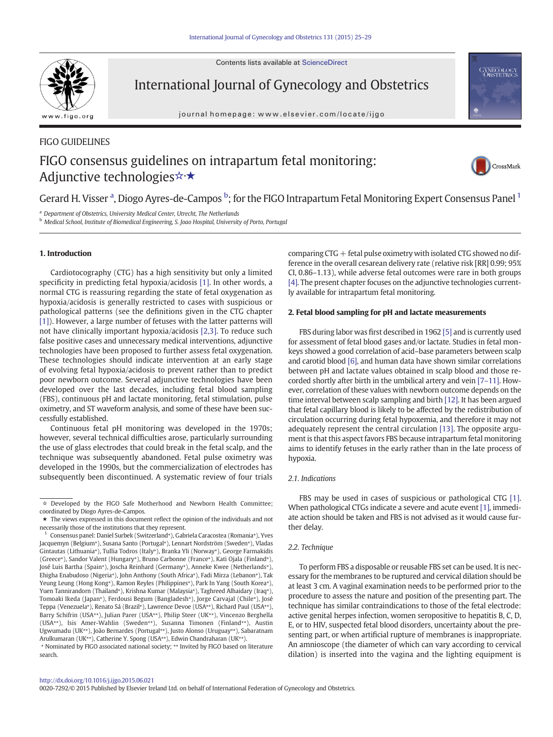FIGO GUIDELINES

# FIGO consensus guidelines on intrapartum fetal monitoring: Adjunctive technologies☆,★

Gerard H. Visser [a], Diogo Ayres-de-Campos [b]; for the FIGO Intrapartum Fetal Monitoring Expert Consensus Panel [1]

[a] Department of Obstetrics, University Medical Center, Utrecht, The Netherlands
[b] Medical School, Institute of Biomedical Engineering, S. Joao Hospital, University of Porto, Portugal

## 1. Introduction

Cardiotocography (CTG) has a high sensitivity but only a limited specificity in predicting fetal hypoxia/acidosis [1]. In other words, a normal CTG is reassuring regarding the state of fetal oxygenation as hypoxia/acidosis is generally restricted to cases with suspicious or pathological patterns (see the definitions given in the CTG chapter [1]). However, a large number of fetuses with the latter patterns will not have clinically important hypoxia/acidosis [2,3]. To reduce such false positive cases and unnecessary medical interventions, adjunctive technologies have been proposed to further assess fetal oxygenation. These technologies should indicate intervention at an early stage of evolving fetal hypoxia/acidosis to prevent rather than to predict poor newborn outcome. Several adjunctive technologies have been developed over the last decades, including fetal blood sampling (FBS), continuous pH and lactate monitoring, fetal stimulation, pulse oximetry, and ST waveform analysis, and some of these have been successfully established.

Continuous fetal pH monitoring was developed in the 1970s; however, several technical difficulties arose, particularly surrounding the use of glass electrodes that could break in the fetal scalp, and the technique was subsequently abandoned. Fetal pulse oximetry was developed in the 1990s, but the commercialization of electrodes has subsequently been discontinued. A systematic review of four trials comparing CTG + fetal pulse oximetry with isolated CTG showed no difference in the overall cesarean delivery rate (relative risk [RR] 0.99; 95% CI, 0.86–1.13), while adverse fetal outcomes were rare in both groups [4]. The present chapter focuses on the adjunctive technologies currently available for intrapartum fetal monitoring.

## 2. Fetal blood sampling for pH and lactate measurements

FBS during labor was first described in 1962 [5] and is currently used for assessment of fetal blood gases and/or lactate. Studies in fetal monkeys showed a good correlation of acid–base parameters between scalp and carotid blood [6], and human data have shown similar correlations between pH and lactate values obtained in scalp blood and those recorded shortly after birth in the umbilical artery and vein [7–11]. However, correlation of these values with newborn outcome depends on the time interval between scalp sampling and birth [12]. It has been argued that fetal capillary blood is likely to be affected by the redistribution of circulation occurring during fetal hypoxemia, and therefore it may not adequately represent the central circulation [13]. The opposite argument is that this aspect favors FBS because intrapartum fetal monitoring aims to identify fetuses in the early rather than in the late process of hypoxia.

### 2.1. Indications

FBS may be used in cases of suspicious or pathological CTG [1]. When pathological CTGs indicate a severe and acute event [1], immediate action should be taken and FBS is not advised as it would cause further delay.

### 2.2. Technique

To perform FBS a disposable or reusable FBS set can be used. It is necessary for the membranes to be ruptured and cervical dilation should be at least 3 cm. A vaginal examination needs to be performed prior to the procedure to assess the nature and position of the presenting part. The technique has similar contraindications to those of the fetal electrode: active genital herpes infection, women seropositive to hepatitis B, C, D, E, or to HIV, suspected fetal blood disorders, uncertainty about the presenting part, or when artificial rupture of membranes is inappropriate. An amnioscope (the diameter of which can vary according to cervical dilation) is inserted into the vagina and the lighting equipment is

---

☆ Developed by the FIGO Safe Motherhood and Newborn Health Committee; coordinated by Diogo Ayres-de-Campos.

★ The views expressed in this document reflect the opinion of the individuals and not necessarily those of the institutions that they represent.

[1] Consensus panel: Daniel Surbek (Switzerland*), Gabriela Caracostea (Romania*), Yves Jacquemyn (Belgium*), Susana Santo (Portugal*), Lennart Nordström (Sweden*), Vladas Gintautas (Lithuania*), Tullia Todros (Italy*), Branka Yli (Norway*), George Farmakidis (Greece*), Sandor Valent (Hungary*), Bruno Carbonne (France*), Kati Ojala (Finland*), José Luis Bartha (Spain*), Joscha Reinhard (Germany*), Anneke Kwee (Netherlands*), Ehigha Enabudoso (Nigeria*), John Anthony (South Africa*), Fadi Mirza (Lebanon*), Tak Yeung Leung (Hong Kong*), Ramon Reyles (Philippines*), Park In Yang (South Korea*), Yuen Tannirandorn (Thailand*), Krishna Kumar (Malaysia*), Taghreed Alhaidary (Iraq*), Tomoaki Ikeda (Japan*), Ferdousi Begum (Bangladesh*), Jorge Carvajal (Chile*), José Teppa (Venezuela*), Renato Sá (Brazil*), Lawrence Devoe (USA**), Richard Paul (USA**), Barry Schifrin (USA**), Julian Parer (USA**), Philip Steer (UK**), Vincenzo Berghella (USA**), Isis Amer-Wahlin (Sweden**), Susanna Timonen (Finland**), Austin Ugwumadu (UK**), João Bernardes (Portugal**), Justo Alonso (Uruguay**), Sabaratnam Arulkumaran (UK**), Catherine Y. Spong (USA**), Edwin Chandraharan (UK**).

* Nominated by FIGO associated national society; ** Invited by FIGO based on literature search.

http://dx.doi.org/10.1016/j.ijgo.2015.06.021
0020-7292/© 2015 Published by Elsevier Ireland Ltd. on behalf of International Federation of Gynecology and Obstetrics.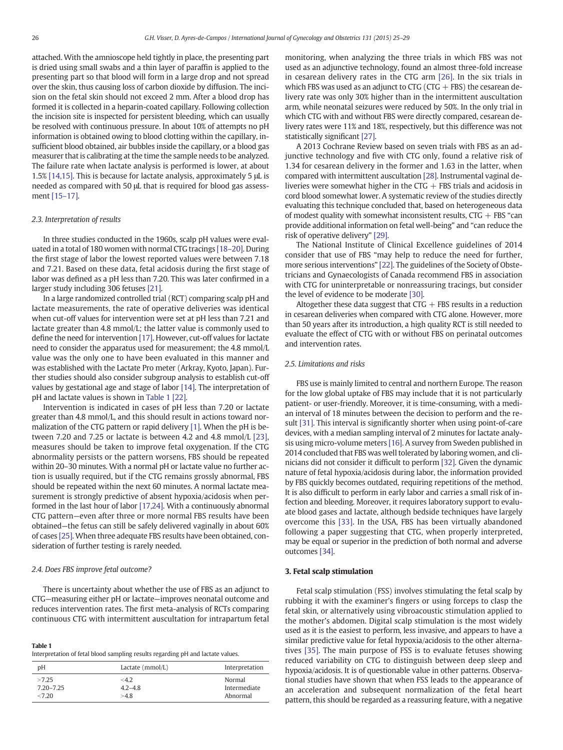attached. With the amnioscope held tightly in place, the presenting part is dried using small swabs and a thin layer of paraffin is applied to the presenting part so that blood will form in a large drop and not spread over the skin, thus causing loss of carbon dioxide by diffusion. The incision on the fetal skin should not exceed 2 mm. After a blood drop has formed it is collected in a heparin-coated capillary. Following collection the incision site is inspected for persistent bleeding, which can usually be resolved with continuous pressure. In about 10% of attempts no pH information is obtained owing to blood clotting within the capillary, insufficient blood obtained, air bubbles inside the capillary, or a blood gas measurer that is calibrating at the time the sample needs to be analyzed. The failure rate when lactate analysis is performed is lower, at about 1.5% [14,15]. This is because for lactate analysis, approximately 5 μL is needed as compared with 50 μL that is required for blood gas assessment [15–17].

### 2.3. Interpretation of results

In three studies conducted in the 1960s, scalp pH values were evaluated in a total of 180 women with normal CTG tracings [18–20]. During the first stage of labor the lowest reported values were between 7.18 and 7.21. Based on these data, fetal acidosis during the first stage of labor was defined as a pH less than 7.20. This was later confirmed in a larger study including 306 fetuses [21].

In a large randomized controlled trial (RCT) comparing scalp pH and lactate measurements, the rate of operative deliveries was identical when cut-off values for intervention were set at pH less than 7.21 and lactate greater than 4.8 mmol/L; the latter value is commonly used to define the need for intervention [17]. However, cut-off values for lactate need to consider the apparatus used for measurement; the 4.8 mmol/L value was the only one to have been evaluated in this manner and was established with the Lactate Pro meter (Arkray, Kyoto, Japan). Further studies should also consider subgroup analysis to establish cut-off values by gestational age and stage of labor [14]. The interpretation of pH and lactate values is shown in Table 1 [22].

Intervention is indicated in cases of pH less than 7.20 or lactate greater than 4.8 mmol/L, and this should result in actions toward normalization of the CTG pattern or rapid delivery [1]. When the pH is between 7.20 and 7.25 or lactate is between 4.2 and 4.8 mmol/L [23], measures should be taken to improve fetal oxygenation. If the CTG abnormality persists or the pattern worsens, FBS should be repeated within 20–30 minutes. With a normal pH or lactate value no further action is usually required, but if the CTG remains grossly abnormal, FBS should be repeated within the next 60 minutes. A normal lactate measurement is strongly predictive of absent hypoxia/acidosis when performed in the last hour of labor [17,24]. With a continuously abnormal CTG pattern—even after three or more normal FBS results have been obtained—the fetus can still be safely delivered vaginally in about 60% of cases [25]. When three adequate FBS results have been obtained, consideration of further testing is rarely needed.

### 2.4. Does FBS improve fetal outcome?

There is uncertainty about whether the use of FBS as an adjunct to CTG—measuring either pH or lactate—improves neonatal outcome and reduces intervention rates. The first meta-analysis of RCTs comparing continuous CTG with intermittent auscultation for intrapartum fetal monitoring, when analyzing the three trials in which FBS was not used as an adjunctive technology, found an almost three-fold increase in cesarean delivery rates in the CTG arm [26]. In the six trials in which FBS was used as an adjunct to CTG (CTG + FBS) the cesarean delivery rate was only 30% higher than in the intermittent auscultation arm, while neonatal seizures were reduced by 50%. In the only trial in which CTG with and without FBS were directly compared, cesarean delivery rates were 11% and 18%, respectively, but this difference was not statistically significant [27].

A 2013 Cochrane Review based on seven trials with FBS as an adjunctive technology and five with CTG only, found a relative risk of 1.34 for cesarean delivery in the former and 1.63 in the latter, when compared with intermittent auscultation [28]. Instrumental vaginal deliveries were somewhat higher in the CTG + FBS trials and acidosis in cord blood somewhat lower. A systematic review of the studies directly evaluating this technique concluded that, based on heterogeneous data of modest quality with somewhat inconsistent results, CTG + FBS "can provide additional information on fetal well-being" and "can reduce the risk of operative delivery" [29].

The National Institute of Clinical Excellence guidelines of 2014 consider that use of FBS "may help to reduce the need for further, more serious interventions" [22]. The guidelines of the Society of Obstetricians and Gynaecologists of Canada recommend FBS in association with CTG for uninterpretable or nonreassuring tracings, but consider the level of evidence to be moderate [30].

Altogether these data suggest that CTG + FBS results in a reduction in cesarean deliveries when compared with CTG alone. However, more than 50 years after its introduction, a high quality RCT is still needed to evaluate the effect of CTG with or without FBS on perinatal outcomes and intervention rates.

### 2.5. Limitations and risks

FBS use is mainly limited to central and northern Europe. The reason for the low global uptake of FBS may include that it is not particularly patient- or user-friendly. Moreover, it is time-consuming, with a median interval of 18 minutes between the decision to perform and the result [31]. This interval is significantly shorter when using point-of-care devices, with a median sampling interval of 2 minutes for lactate analysis using micro-volume meters [16]. A survey from Sweden published in 2014 concluded that FBS was well tolerated by laboring women, and clinicians did not consider it difficult to perform [32]. Given the dynamic nature of fetal hypoxia/acidosis during labor, the information provided by FBS quickly becomes outdated, requiring repetitions of the method. It is also difficult to perform in early labor and carries a small risk of infection and bleeding. Moreover, it requires laboratory support to evaluate blood gases and lactate, although bedside techniques have largely overcome this [33]. In the USA, FBS has been virtually abandoned following a paper suggesting that CTG, when properly interpreted, may be equal or superior in the prediction of both normal and adverse outcomes [34].

**Table 1**
Interpretation of fetal blood sampling results regarding pH and lactate values.

| pH | Lactate (mmol/L) | Interpretation |
|---|---|---|
| >7.25 | <4.2 | Normal |
| 7.20–7.25 | 4.2–4.8 | Intermediate |
| <7.20 | >4.8 | Abnormal |

## 3. Fetal scalp stimulation

Fetal scalp stimulation (FSS) involves stimulating the fetal scalp by rubbing it with the examiner's fingers or using forceps to clasp the fetal skin, or alternatively using vibroacoustic stimulation applied to the mother's abdomen. Digital scalp stimulation is the most widely used as it is the easiest to perform, less invasive, and appears to have a similar predictive value for fetal hypoxia/acidosis to the other alternatives [35]. The main purpose of FSS is to evaluate fetuses showing reduced variability on CTG to distinguish between deep sleep and hypoxia/acidosis. It is of questionable value in other patterns. Observational studies have shown that when FSS leads to the appearance of an acceleration and subsequent normalization of the fetal heart pattern, this should be regarded as a reassuring feature, with a negative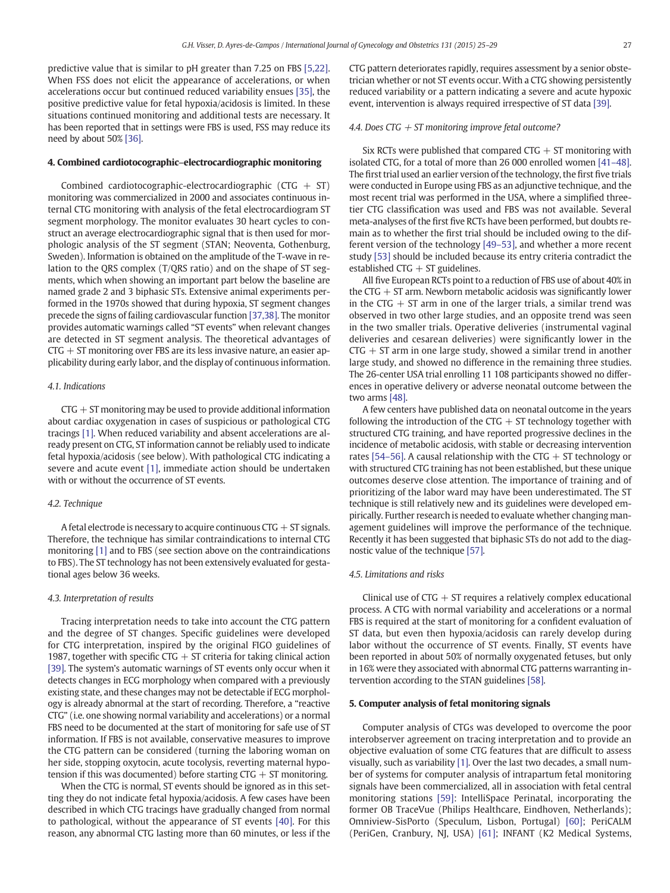predictive value that is similar to pH greater than 7.25 on FBS [5,22]. When FSS does not elicit the appearance of accelerations, or when accelerations occur but continued reduced variability ensues [35], the positive predictive value for fetal hypoxia/acidosis is limited. In these situations continued monitoring and additional tests are necessary. It has been reported that in settings were FBS is used, FSS may reduce its need by about 50% [36].

## 4. Combined cardiotocographic–electrocardiographic monitoring

Combined cardiotocographic-electrocardiographic (CTG + ST) monitoring was commercialized in 2000 and associates continuous internal CTG monitoring with analysis of the fetal electrocardiogram ST segment morphology. The monitor evaluates 30 heart cycles to construct an average electrocardiographic signal that is then used for morphologic analysis of the ST segment (STAN; Neoventa, Gothenburg, Sweden). Information is obtained on the amplitude of the T-wave in relation to the QRS complex (T/QRS ratio) and on the shape of ST segments, which when showing an important part below the baseline are named grade 2 and 3 biphasic STs. Extensive animal experiments performed in the 1970s showed that during hypoxia, ST segment changes precede the signs of failing cardiovascular function [37,38]. The monitor provides automatic warnings called "ST events" when relevant changes are detected in ST segment analysis. The theoretical advantages of CTG + ST monitoring over FBS are its less invasive nature, an easier applicability during early labor, and the display of continuous information.

### 4.1. Indications

CTG + ST monitoring may be used to provide additional information about cardiac oxygenation in cases of suspicious or pathological CTG tracings [1]. When reduced variability and absent accelerations are already present on CTG, ST information cannot be reliably used to indicate fetal hypoxia/acidosis (see below). With pathological CTG indicating a severe and acute event [1], immediate action should be undertaken with or without the occurrence of ST events.

### 4.2. Technique

A fetal electrode is necessary to acquire continuous CTG + ST signals. Therefore, the technique has similar contraindications to internal CTG monitoring [1] and to FBS (see section above on the contraindications to FBS). The ST technology has not been extensively evaluated for gestational ages below 36 weeks.

### 4.3. Interpretation of results

Tracing interpretation needs to take into account the CTG pattern and the degree of ST changes. Specific guidelines were developed for CTG interpretation, inspired by the original FIGO guidelines of 1987, together with specific CTG + ST criteria for taking clinical action [39]. The system's automatic warnings of ST events only occur when it detects changes in ECG morphology when compared with a previously existing state, and these changes may not be detectable if ECG morphology is already abnormal at the start of recording. Therefore, a "reactive CTG" (i.e. one showing normal variability and accelerations) or a normal FBS need to be documented at the start of monitoring for safe use of ST information. If FBS is not available, conservative measures to improve the CTG pattern can be considered (turning the laboring woman on her side, stopping oxytocin, acute tocolysis, reverting maternal hypotension if this was documented) before starting CTG + ST monitoring.

When the CTG is normal, ST events should be ignored as in this setting they do not indicate fetal hypoxia/acidosis. A few cases have been described in which CTG tracings have gradually changed from normal to pathological, without the appearance of ST events [40]. For this reason, any abnormal CTG lasting more than 60 minutes, or less if the CTG pattern deteriorates rapidly, requires assessment by a senior obstetrician whether or not ST events occur. With a CTG showing persistently reduced variability or a pattern indicating a severe and acute hypoxic event, intervention is always required irrespective of ST data [39].

### 4.4. Does CTG + ST monitoring improve fetal outcome?

Six RCTs were published that compared CTG + ST monitoring with isolated CTG, for a total of more than 26 000 enrolled women [41–48]. The first trial used an earlier version of the technology, the first five trials were conducted in Europe using FBS as an adjunctive technique, and the most recent trial was performed in the USA, where a simplified three-tier CTG classification was used and FBS was not available. Several meta-analyses of the first five RCTs have been performed, but doubts remain as to whether the first trial should be included owing to the different version of the technology [49–53], and whether a more recent study [53] should be included because its entry criteria contradict the established CTG + ST guidelines.

All five European RCTs point to a reduction of FBS use of about 40% in the CTG + ST arm. Newborn metabolic acidosis was significantly lower in the CTG + ST arm in one of the larger trials, a similar trend was observed in two other large studies, and an opposite trend was seen in the two smaller trials. Operative deliveries (instrumental vaginal deliveries and cesarean deliveries) were significantly lower in the CTG + ST arm in one large study, showed a similar trend in another large study, and showed no difference in the remaining three studies. The 26-center USA trial enrolling 11 108 participants showed no differences in operative delivery or adverse neonatal outcome between the two arms [48].

A few centers have published data on neonatal outcome in the years following the introduction of the CTG + ST technology together with structured CTG training, and have reported progressive declines in the incidence of metabolic acidosis, with stable or decreasing intervention rates [54–56]. A causal relationship with the CTG + ST technology or with structured CTG training has not been established, but these unique outcomes deserve close attention. The importance of training and of prioritizing of the labor ward may have been underestimated. The ST technique is still relatively new and its guidelines were developed empirically. Further research is needed to evaluate whether changing management guidelines will improve the performance of the technique. Recently it has been suggested that biphasic STs do not add to the diagnostic value of the technique [57].

### 4.5. Limitations and risks

Clinical use of CTG + ST requires a relatively complex educational process. A CTG with normal variability and accelerations or a normal FBS is required at the start of monitoring for a confident evaluation of ST data, but even then hypoxia/acidosis can rarely develop during labor without the occurrence of ST events. Finally, ST events have been reported in about 50% of normally oxygenated fetuses, but only in 16% were they associated with abnormal CTG patterns warranting intervention according to the STAN guidelines [58].

## 5. Computer analysis of fetal monitoring signals

Computer analysis of CTGs was developed to overcome the poor interobserver agreement on tracing interpretation and to provide an objective evaluation of some CTG features that are difficult to assess visually, such as variability [1]. Over the last two decades, a small number of systems for computer analysis of intrapartum fetal monitoring signals have been commercialized, all in association with fetal central monitoring stations [59]: IntelliSpace Perinatal, incorporating the former OB TraceVue (Philips Healthcare, Eindhoven, Netherlands); Omniview-SisPorto (Speculum, Lisbon, Portugal) [60]; PeriCALM (PeriGen, Cranbury, NJ, USA) [61]; INFANT (K2 Medical Systems,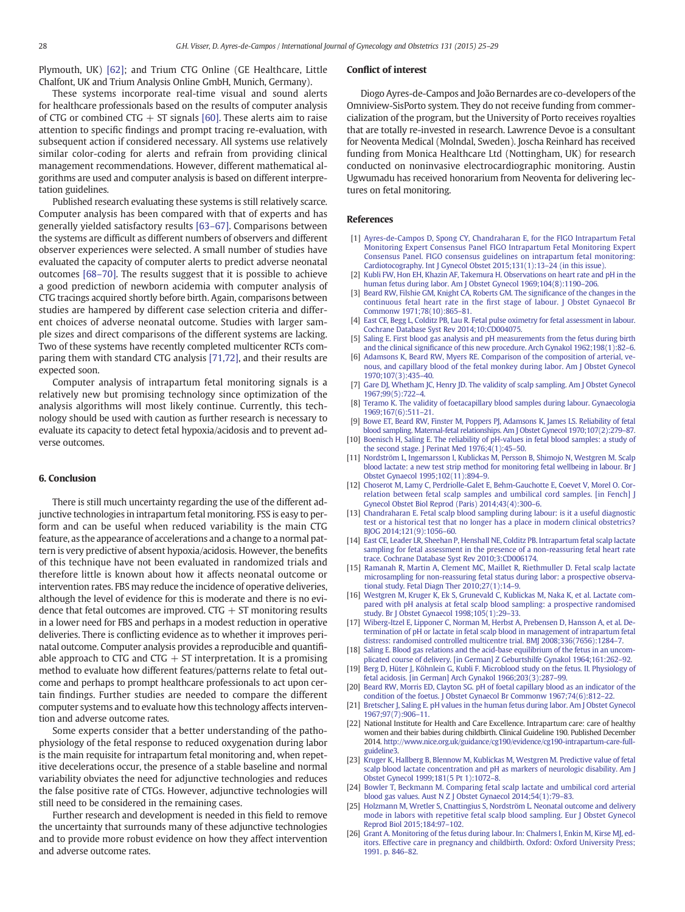Plymouth, UK) [62]; and Trium CTG Online (GE Healthcare, Little Chalfont, UK and Trium Analysis Online GmbH, Munich, Germany).

These systems incorporate real-time visual and sound alerts for healthcare professionals based on the results of computer analysis of CTG or combined CTG + ST signals [60]. These alerts aim to raise attention to specific findings and prompt tracing re-evaluation, with subsequent action if considered necessary. All systems use relatively similar color-coding for alerts and refrain from providing clinical management recommendations. However, different mathematical algorithms are used and computer analysis is based on different interpretation guidelines.

Published research evaluating these systems is still relatively scarce. Computer analysis has been compared with that of experts and has generally yielded satisfactory results [63–67]. Comparisons between the systems are difficult as different numbers of observers and different observer experiences were selected. A small number of studies have evaluated the capacity of computer alerts to predict adverse neonatal outcomes [68–70]. The results suggest that it is possible to achieve a good prediction of newborn acidemia with computer analysis of CTG tracings acquired shortly before birth. Again, comparisons between studies are hampered by different case selection criteria and different choices of adverse neonatal outcome. Studies with larger sample sizes and direct comparisons of the different systems are lacking. Two of these systems have recently completed multicenter RCTs comparing them with standard CTG analysis [71,72], and their results are expected soon.

Computer analysis of intrapartum fetal monitoring signals is a relatively new but promising technology since optimization of the analysis algorithms will most likely continue. Currently, this technology should be used with caution as further research is necessary to evaluate its capacity to detect fetal hypoxia/acidosis and to prevent adverse outcomes.

## 6. Conclusion

There is still much uncertainty regarding the use of the different adjunctive technologies in intrapartum fetal monitoring. FSS is easy to perform and can be useful when reduced variability is the main CTG feature, as the appearance of accelerations and a change to a normal pattern is very predictive of absent hypoxia/acidosis. However, the benefits of this technique have not been evaluated in randomized trials and therefore little is known about how it affects neonatal outcome or intervention rates. FBS may reduce the incidence of operative deliveries, although the level of evidence for this is moderate and there is no evidence that fetal outcomes are improved. CTG + ST monitoring results in a lower need for FBS and perhaps in a modest reduction in operative deliveries. There is conflicting evidence as to whether it improves perinatal outcome. Computer analysis provides a reproducible and quantifiable approach to CTG and CTG + ST interpretation. It is a promising method to evaluate how different features/patterns relate to fetal outcome and perhaps to prompt healthcare professionals to act upon certain findings. Further studies are needed to compare the different computer systems and to evaluate how this technology affects intervention and adverse outcome rates.

Some experts consider that a better understanding of the pathophysiology of the fetal response to reduced oxygenation during labor is the main requisite for intrapartum fetal monitoring and, when repetitive decelerations occur, the presence of a stable baseline and normal variability obviates the need for adjunctive technologies and reduces the false positive rate of CTGs. However, adjunctive technologies will still need to be considered in the remaining cases.

Further research and development is needed in this field to remove the uncertainty that surrounds many of these adjunctive technologies and to provide more robust evidence on how they affect intervention and adverse outcome rates.

## Conflict of interest

Diogo Ayres-de-Campos and João Bernardes are co-developers of the Omniview-SisPorto system. They do not receive funding from commercialization of the program, but the University of Porto receives royalties that are totally re-invested in research. Lawrence Devoe is a consultant for Neoventa Medical (Molndal, Sweden). Joscha Reinhard has received funding from Monica Healthcare Ltd (Nottingham, UK) for research conducted on noninvasive electrocardiographic monitoring. Austin Ugwumadu has received honorarium from Neoventa for delivering lectures on fetal monitoring.

## References

[1] Ayres-de-Campos D, Spong CY, Chandraharan E, for the FIGO Intrapartum Fetal Monitoring Expert Consensus Panel FIGO Intrapartum Fetal Monitoring Expert Consensus Panel. FIGO consensus guidelines on intrapartum fetal monitoring: Cardiotocography. Int J Gynecol Obstet 2015;131(1):13–24 (in this issue).

[2] Kubli FW, Hon EH, Khazin AF, Takemura H. Observations on heart rate and pH in the human fetus during labor. Am J Obstet Gynecol 1969;104(8):1190–206.

[3] Beard RW, Filshie GM, Knight CA, Roberts GM. The significance of the changes in the continuous fetal heart rate in the first stage of labour. J Obstet Gynaecol Br Commonw 1971;78(10):865–81.

[4] East CE, Begg L, Colditz PB, Lau R. Fetal pulse oximetry for fetal assessment in labour. Cochrane Database Syst Rev 2014;10:CD004075.

[5] Saling E. First blood gas analysis and pH measurements from the fetus during birth and the clinical significance of this new procedure. Arch Gynakol 1962;198(1):82–6.

[6] Adamsons K, Beard RW, Myers RE. Comparison of the composition of arterial, venous, and capillary blood of the fetal monkey during labor. Am J Obstet Gynecol 1970;107(3):435–40.

[7] Gare DJ, Whetham JC, Henry JD. The validity of scalp sampling. Am J Obstet Gynecol 1967;99(5):722–4.

[8] Teramo K. The validity of foetacapillary blood samples during labour. Gynaecologia 1969;167(6):511–21.

[9] Bowe ET, Beard RW, Finster M, Poppers PJ, Adamsons K, James LS. Reliability of fetal blood sampling. Maternal-fetal relationships. Am J Obstet Gynecol 1970;107(2):279–87.

[10] Boenisch H, Saling E. The reliability of pH-values in fetal blood samples: a study of the second stage. J Perinat Med 1976;4(1):45–50.

[11] Nordström L, Ingemarsson I, Kublickas M, Persson B, Shimojo N, Westgren M. Scalp blood lactate: a new test strip method for monitoring fetal wellbeing in labour. Br J Obstet Gynaecol 1995;102(11):894–9.

[12] Choserot M, Lamy C, Perdriolle-Galet E, Behm-Gauchotte E, Coevet V, Morel O. Correlation between fetal scalp samples and umbilical cord samples. [in Fench] J Gynecol Obstet Biol Reprod (Paris) 2014;43(4):300–6.

[13] Chandraharan E. Fetal scalp blood sampling during labour: is it a useful diagnostic test or a historical test that no longer has a place in modern clinical obstetrics? BJOG 2014;121(9):1056–60.

[14] East CE, Leader LR, Sheehan P, Henshall NE, Colditz PB. Intrapartum fetal scalp lactate sampling for fetal assessment in the presence of a non-reassuring fetal heart rate trace. Cochrane Database Syst Rev 2010;3:CD006174.

[15] Ramanah R, Martin A, Clement MC, Maillet R, Riethmuller D. Fetal scalp lactate microsampling for non-reassuring fetal status during labor: a prospective observational study. Fetal Diagn Ther 2010;27(1):14–9.

[16] Westgren M, Kruger K, Ek S, Grunevald C, Kublickas M, Naka K, et al. Lactate compared with pH analysis at fetal scalp blood sampling: a prospective randomised study. Br J Obstet Gynaecol 1998;105(1):29–33.

[17] Wiberg-Itzel E, Lipponer C, Norman M, Herbst A, Prebensen D, Hansson A, et al. Determination of pH or lactate in fetal scalp blood in management of intrapartum fetal distress: randomised controlled multicentre trial. BMJ 2008;336(7656):1284–7.

[18] Saling E. Blood gas relations and the acid-base equilibrium of the fetus in an uncomplicated course of delivery. [in German] Z Geburtshilfe Gynakol 1964;161:262–92.

[19] Berg D, Hüter J, Köhlein G, Kubli F. Microblood study on the fetus. II. Physiology of fetal acidosis. [in German] Arch Gynakol 1966;203(3):287–99.

[20] Beard RW, Morris ED, Clayton SG. pH of foetal capillary blood as an indicator of the condition of the foetus. J Obstet Gynaecol Br Commonw 1967;74(6):812–22.

[21] Bretscher J, Saling E. pH values in the human fetus during labor. Am J Obstet Gynecol 1967;97(7):906–11.

[22] National Institute for Health and Care Excellence. Intrapartum care: care of healthy women and their babies during childbirth. Clinical Guideline 190. Published December 2014. http://www.nice.org.uk/guidance/cg190/evidence/cg190-intrapartum-care-full-guideline3.

[23] Kruger K, Hallberg B, Blennow M, Kublickas M, Westgren M. Predictive value of fetal scalp blood lactate concentration and pH as markers of neurologic disability. Am J Obstet Gynecol 1999;181(5 Pt 1):1072–8.

[24] Bowler T, Beckmann M. Comparing fetal scalp lactate and umbilical cord arterial blood gas values. Aust N Z J Obstet Gynaecol 2014;54(1):79–83.

[25] Holzmann M, Wretler S, Cnattingius S, Nordström L. Neonatal outcome and delivery mode in labors with repetitive fetal scalp blood sampling. Eur J Obstet Gynecol Reprod Biol 2015;184:97–102.

[26] Grant A. Monitoring of the fetus during labour. In: Chalmers I, Enkin M, Kirse MJ, editors. Effective care in pregnancy and childbirth. Oxford: Oxford University Press; 1991. p. 846–82.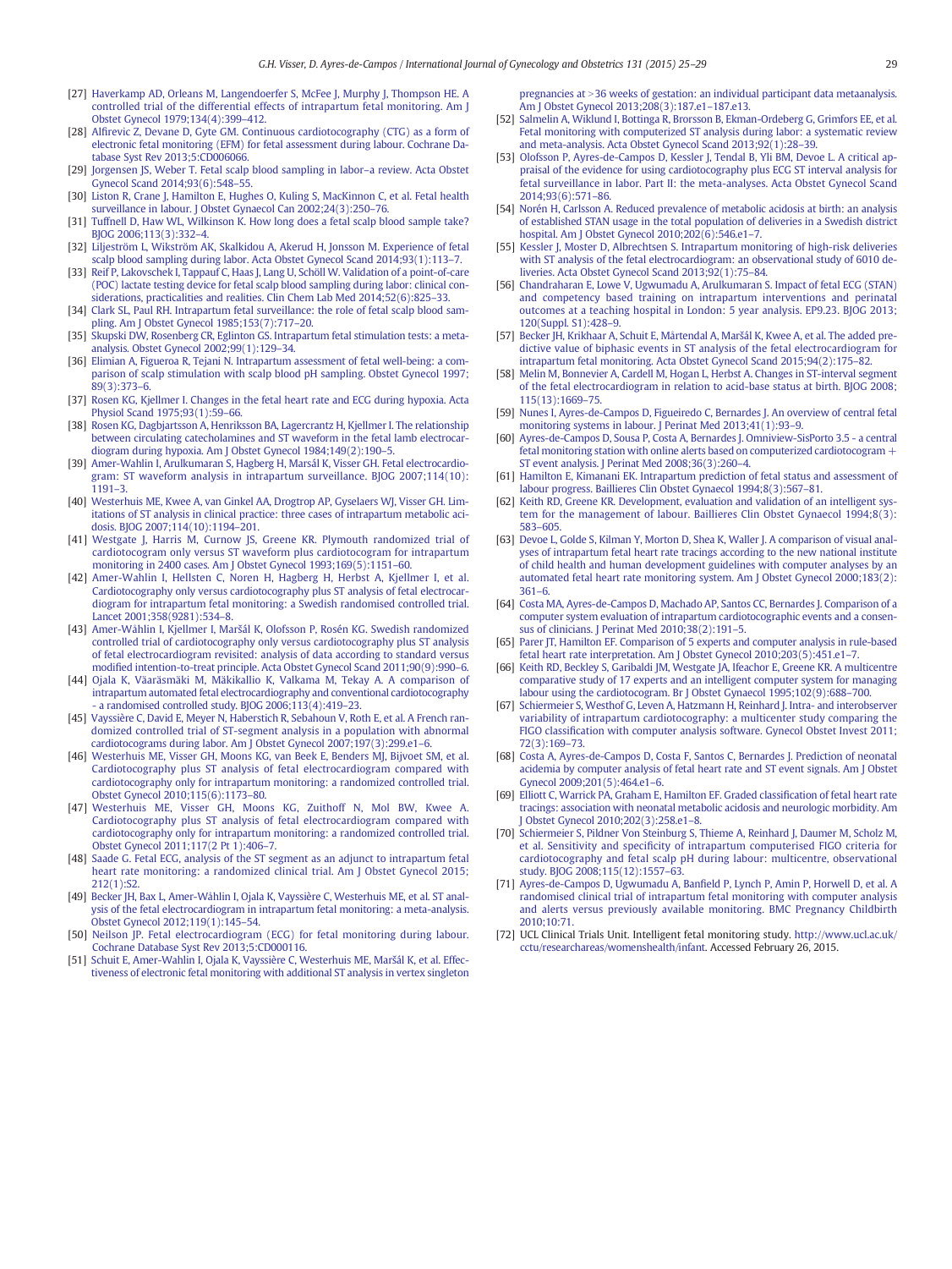[27] Haverkamp AD, Orleans M, Langendoerfer S, McFee J, Murphy J, Thompson HE. A controlled trial of the differential effects of intrapartum fetal monitoring. Am J Obstet Gynecol 1979;134(4):399–412.

[28] Alfirevic Z, Devane D, Gyte GM. Continuous cardiotocography (CTG) as a form of electronic fetal monitoring (EFM) for fetal assessment during labour. Cochrane Database Syst Rev 2013;5:CD006066.

[29] Jorgensen JS, Weber T. Fetal scalp blood sampling in labor–a review. Acta Obstet Gynecol Scand 2014;93(6):548–55.

[30] Liston R, Crane J, Hamilton E, Hughes O, Kuling S, MacKinnon C, et al. Fetal health surveillance in labour. J Obstet Gynaecol Can 2002;24(3):250–76.

[31] Tuffnell D, Haw WL, Wilkinson K. How long does a fetal scalp blood sample take? BJOG 2006;113(3):332–4.

[32] Liljeström L, Wikström AK, Skalkidou A, Akerud H, Jonsson M. Experience of fetal scalp blood sampling during labor. Acta Obstet Gynecol Scand 2014;93(1):113–7.

[33] Reif P, Lakovschek I, Tappauf C, Haas J, Lang U, Schöll W. Validation of a point-of-care (POC) lactate testing device for fetal scalp blood sampling during labor: clinical considerations, practicalities and realities. Clin Chem Lab Med 2014;52(6):825–33.

[34] Clark SL, Paul RH. Intrapartum fetal surveillance: the role of fetal scalp blood sampling. Am J Obstet Gynecol 1985;153(7):717–20.

[35] Skupski DW, Rosenberg CR, Eglinton GS. Intrapartum fetal stimulation tests: a meta-analysis. Obstet Gynecol 2002;99(1):129–34.

[36] Elimian A, Figueroa R, Tejani N. Intrapartum assessment of fetal well-being: a comparison of scalp stimulation with scalp blood pH sampling. Obstet Gynecol 1997; 89(3):373–6.

[37] Rosen KG, Kjellmer I. Changes in the fetal heart rate and ECG during hypoxia. Acta Physiol Scand 1975;93(1):59–66.

[38] Rosen KG, Dagbjartsson A, Henriksson BA, Lagercrantz H, Kjellmer I. The relationship between circulating catecholamines and ST waveform in the fetal lamb electrocardiogram during hypoxia. Am J Obstet Gynecol 1984;149(2):190–5.

[39] Amer-Wahlin I, Arulkumaran S, Hagberg H, Marsál K, Visser GH. Fetal electrocardiogram: ST waveform analysis in intrapartum surveillance. BJOG 2007;114(10): 1191–3.

[40] Westerhuis ME, Kwee A, van Ginkel AA, Drogtrop AP, Gyselaers WJ, Visser GH. Limitations of ST analysis in clinical practice: three cases of intrapartum metabolic acidosis. BJOG 2007;114(10):1194–201.

[41] Westgate J, Harris M, Curnow JS, Greene KR. Plymouth randomized trial of cardiotocogram only versus ST waveform plus cardiotocogram for intrapartum monitoring in 2400 cases. Am J Obstet Gynecol 1993;169(5):1151–60.

[42] Amer-Wahlin I, Hellsten C, Noren H, Hagberg H, Herbst A, Kjellmer I, et al. Cardiotocography only versus cardiotocography plus ST analysis of fetal electrocardiogram for intrapartum fetal monitoring: a Swedish randomised controlled trial. Lancet 2001;358(9281):534–8.

[43] Amer-Wåhlin I, Kjellmer I, Maršál K, Olofsson P, Rosén KG. Swedish randomized controlled trial of cardiotocography only versus cardiotocography plus ST analysis of fetal electrocardiogram revisited: analysis of data according to standard versus modified intention-to-treat principle. Acta Obstet Gynecol Scand 2011;90(9):990–6.

[44] Ojala K, Väaräsmäki M, Mäkikallio K, Valkama M, Tekay A. A comparison of intrapartum automated fetal electrocardiography and conventional cardiotocography - a randomised controlled study. BJOG 2006;113(4):419–23.

[45] Vayssière C, David E, Meyer N, Haberstich R, Sebahoun V, Roth E, et al. A French randomized controlled trial of ST-segment analysis in a population with abnormal cardiotocograms during labor. Am J Obstet Gynecol 2007;197(3):299.e1–6.

[46] Westerhuis ME, Visser GH, Moons KG, van Beek E, Benders MJ, Bijvoet SM, et al. Cardiotocography plus ST analysis of fetal electrocardiogram compared with cardiotocography only for intrapartum monitoring: a randomized controlled trial. Obstet Gynecol 2010;115(6):1173–80.

[47] Westerhuis ME, Visser GH, Moons KG, Zuithoff N, Mol BW, Kwee A. Cardiotocography plus ST analysis of fetal electrocardiogram compared with cardiotocography only for intrapartum monitoring: a randomized controlled trial. Obstet Gynecol 2011;117(2 Pt 1):406–7.

[48] Saade G. Fetal ECG, analysis of the ST segment as an adjunct to intrapartum fetal heart rate monitoring: a randomized controlled trial. Am J Obstet Gynecol 2015; 212(1):S2.

[49] Becker JH, Bax L, Amer-Wåhlin I, Ojala K, Vayssière C, Westerhuis ME, et al. ST analysis of the fetal electrocardiogram in intrapartum fetal monitoring: a meta-analysis. Obstet Gynecol 2012;119(1):145–54.

[50] Neilson JP. Fetal electrocardiogram (ECG) for fetal monitoring during labour. Cochrane Database Syst Rev 2013;5:CD000116.

[51] Schuit E, Amer-Wahlin I, Ojala K, Vayssière C, Westerhuis ME, Maršál K, et al. Effectiveness of electronic fetal monitoring with additional ST analysis in vertex singleton pregnancies at >36 weeks of gestation: an individual participant data metaanalysis. Am J Obstet Gynecol 2013;208(3):187.e1–187.e13.

[52] Salmelin A, Wiklund I, Bottinga R, Brorsson B, Ekman-Ordeberg G, Grimfors EE, et al. Fetal monitoring with computerized ST analysis during labor: a systematic review and meta-analysis. Acta Obstet Gynecol Scand 2013;92(1):28–39.

[53] Olofsson P, Ayres-de-Campos D, Kessler J, Tendal B, Yli BM, Devoe L. A critical appraisal of the evidence for using cardiotocography plus ECG ST interval analysis for fetal surveillance in labor. Part II: the meta-analyses. Acta Obstet Gynecol Scand 2014;93(6):571–86.

[54] Norén H, Carlsson A. Reduced prevalence of metabolic acidosis at birth: an analysis of established STAN usage in the total population of deliveries in a Swedish district hospital. Am J Obstet Gynecol 2010;202(6):546.e1–7.

[55] Kessler J, Moster D, Albrechtsen S. Intrapartum monitoring of high-risk deliveries with ST analysis of the fetal electrocardiogram: an observational study of 6010 deliveries. Acta Obstet Gynecol Scand 2013;92(1):75–84.

[56] Chandraharan E, Lowe V, Ugwumadu A, Arulkumaran S. Impact of fetal ECG (STAN) and competency based training on intrapartum interventions and perinatal outcomes at a teaching hospital in London: 5 year analysis. EP9.23. BJOG 2013; 120(Suppl. S1):428–9.

[57] Becker JH, Krikhaar A, Schuit E, Mårtendal A, Maršál K, Kwee A, et al. The added predictive value of biphasic events in ST analysis of the fetal electrocardiogram for intrapartum fetal monitoring. Acta Obstet Gynecol Scand 2015;94(2):175–82.

[58] Melin M, Bonnevier A, Cardell M, Hogan L, Herbst A. Changes in ST-interval segment of the fetal electrocardiogram in relation to acid-base status at birth. BJOG 2008; 115(13):1669–75.

[59] Nunes I, Ayres-de-Campos D, Figueiredo C, Bernardes J. An overview of central fetal monitoring systems in labour. J Perinat Med 2013;41(1):93–9.

[60] Ayres-de-Campos D, Sousa P, Costa A, Bernardes J. Omniview-SisPorto 3.5 - a central fetal monitoring station with online alerts based on computerized cardiotocogram + ST event analysis. J Perinat Med 2008;36(3):260–4.

[61] Hamilton E, Kimanani EK. Intrapartum prediction of fetal status and assessment of labour progress. Baillieres Clin Obstet Gynaecol 1994;8(3):567–81.

[62] Keith RD, Greene KR. Development, evaluation and validation of an intelligent system for the management of labour. Baillieres Clin Obstet Gynaecol 1994;8(3): 583–605.

[63] Devoe L, Golde S, Kilman Y, Morton D, Shea K, Waller J. A comparison of visual analyses of intrapartum fetal heart rate tracings according to the new national institute of child health and human development guidelines with computer analyses by an automated fetal heart rate monitoring system. Am J Obstet Gynecol 2000;183(2): 361–6.

[64] Costa MA, Ayres-de-Campos D, Machado AP, Santos CC, Bernardes J. Comparison of a computer system evaluation of intrapartum cardiotocographic events and a consensus of clinicians. J Perinat Med 2010;38(2):191–5.

[65] Parer JT, Hamilton EF. Comparison of 5 experts and computer analysis in rule-based fetal heart rate interpretation. Am J Obstet Gynecol 2010;203(5):451.e1–7.

[66] Keith RD, Beckley S, Garibaldi JM, Westgate JA, Ifeachor E, Greene KR. A multicentre comparative study of 17 experts and an intelligent computer system for managing labour using the cardiotocogram. Br J Obstet Gynaecol 1995;102(9):688–700.

[67] Schiermeier S, Westhof G, Leven A, Hatzmann H, Reinhard J. Intra- and interobserver variability of intrapartum cardiotocography: a multicenter study comparing the FIGO classification with computer analysis software. Gynecol Obstet Invest 2011; 72(3):169–73.

[68] Costa A, Ayres-de-Campos D, Costa F, Santos C, Bernardes J. Prediction of neonatal acidemia by computer analysis of fetal heart rate and ST event signals. Am J Obstet Gynecol 2009;201(5):464.e1–6.

[69] Elliott C, Warrick PA, Graham E, Hamilton EF. Graded classification of fetal heart rate tracings: association with neonatal metabolic acidosis and neurologic morbidity. Am J Obstet Gynecol 2010;202(3):258.e1–8.

[70] Schiermeier S, Pildner Von Steinburg S, Thieme A, Reinhard J, Daumer M, Scholz M, et al. Sensitivity and specificity of intrapartum computerised FIGO criteria for cardiotocography and fetal scalp pH during labour: multicentre, observational study. BJOG 2008;115(12):1557–63.

[71] Ayres-de-Campos D, Ugwumadu A, Banfield P, Lynch P, Amin P, Horwell D, et al. A randomised clinical trial of intrapartum fetal monitoring with computer analysis and alerts versus previously available monitoring. BMC Pregnancy Childbirth 2010;10:71.

[72] UCL Clinical Trials Unit. Intelligent fetal monitoring study. http://www.ucl.ac.uk/cctu/researchareas/womenshealth/infant. Accessed February 26, 2015.